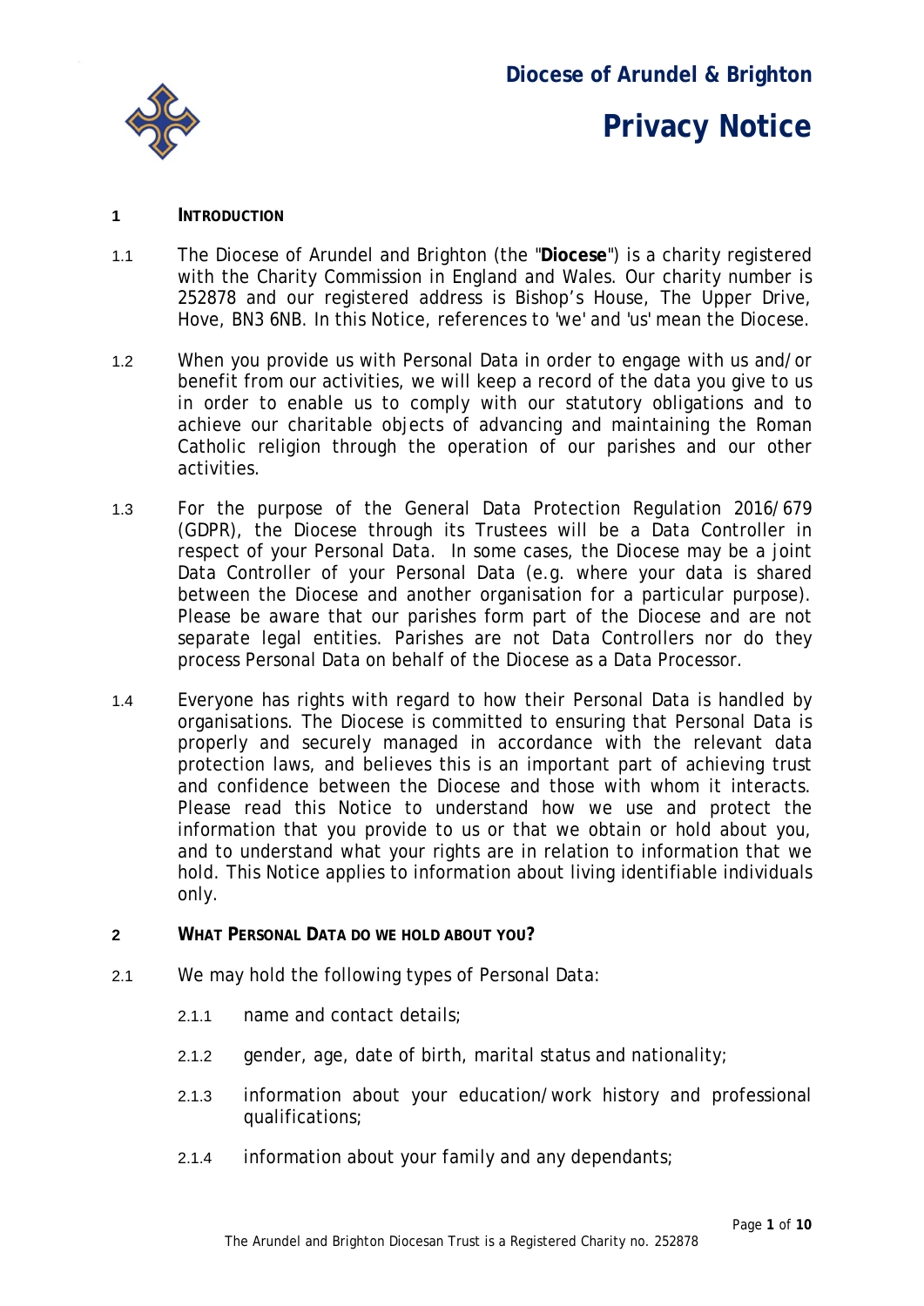Diocese of Arundel & Brighton

# Privacy Notice

## 1 INTRODUCTION

1.1 The Diocese of Arundel and Brighton (the "**Diocese**") is a charity registered with the Charity Commission in England and Wales. Our charity number is 252878 and our registered address is Bishop's House, The Upper Drive, Hove, BN3 6NB. In this Notice, references to 'we' and 'us' mean the Diocese.

1.2 When you provide us with Personal Data in order to engage with us and/or benefit from our activities, we will keep a record of the data you give to us in order to enable us to comply with our statutory obligations and to achieve our charitable objects of advancing and maintaining the Roman Catholic religion through the operation of our parishes and our other activities.

1.3 For the purpose of the General Data Protection Regulation 2016/679 (GDPR), the Diocese through its Trustees will be a Data Controller in respect of your Personal Data. In some cases, the Diocese may be a joint Data Controller of your Personal Data (e.g. where your data is shared between the Diocese and another organisation for a particular purpose). Please be aware that our parishes form part of the Diocese and are not separate legal entities. Parishes are not Data Controllers nor do they process Personal Data on behalf of the Diocese as a Data Processor.

1.4 Everyone has rights with regard to how their Personal Data is handled by organisations. The Diocese is committed to ensuring that Personal Data is properly and securely managed in accordance with the relevant data protection laws, and believes this is an important part of achieving trust and confidence between the Diocese and those with whom it interacts. Please read this Notice to understand how we use and protect the information that you provide to us or that we obtain or hold about you, and to understand what your rights are in relation to information that we hold. This Notice applies to information about living identifiable individuals only.

## 2 WHAT PERSONAL DATA DO WE HOLD ABOUT YOU?

2.1 We may hold the following types of Personal Data:

2.1.1 name and contact details;

2.1.2 gender, age, date of birth, marital status and nationality;

2.1.3 information about your education/work history and professional qualifications;

2.1.4 information about your family and any dependants;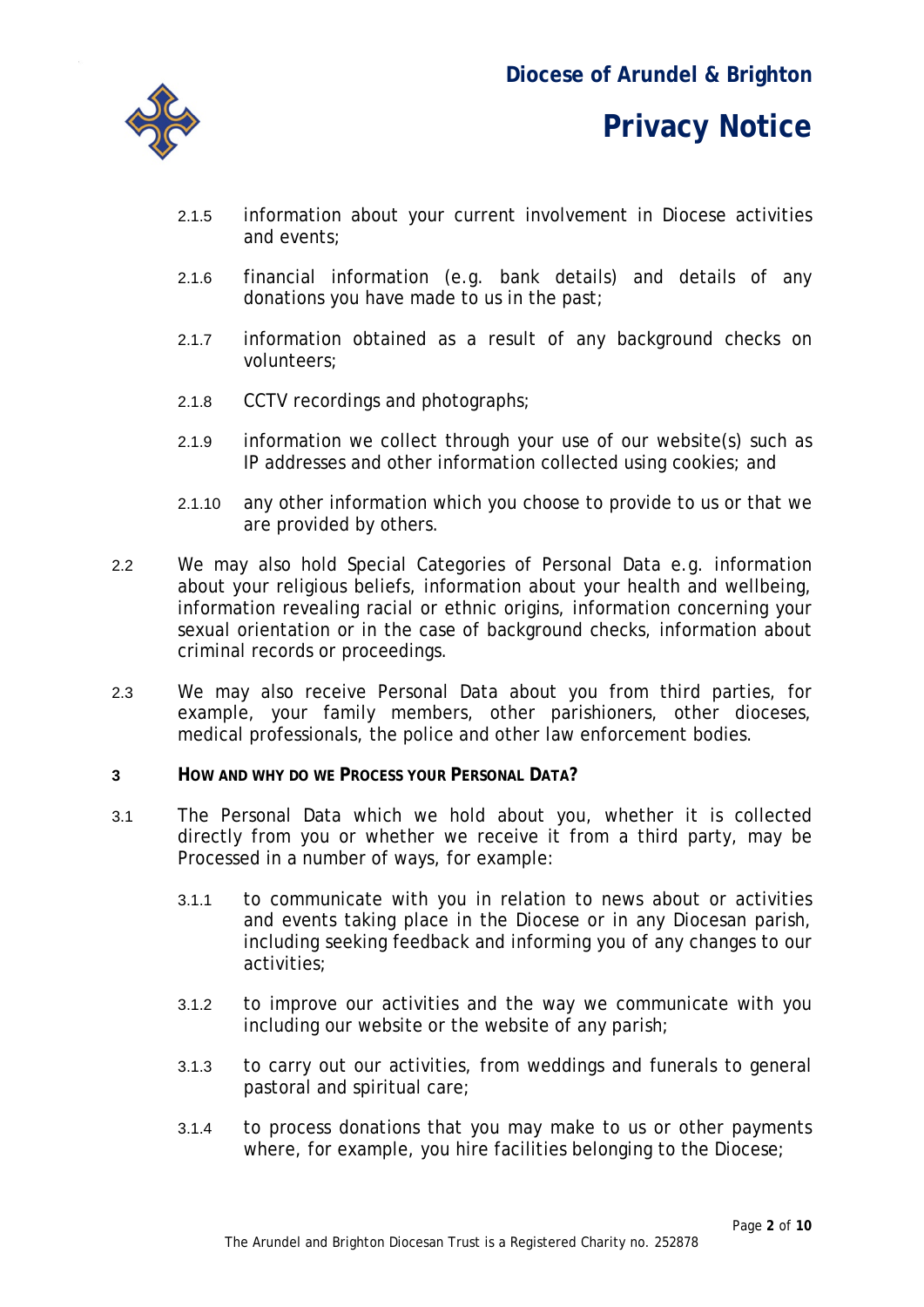2.1.5 information about your current involvement in Diocese activities and events;

2.1.6 financial information (e.g. bank details) and details of any donations you have made to us in the past;

2.1.7 information obtained as a result of any background checks on volunteers;

2.1.8 CCTV recordings and photographs;

2.1.9 information we collect through your use of our website(s) such as IP addresses and other information collected using cookies; and

2.1.10 any other information which you choose to provide to us or that we are provided by others.

2.2 We may also hold Special Categories of Personal Data e.g. information about your religious beliefs, information about your health and wellbeing, information revealing racial or ethnic origins, information concerning your sexual orientation or in the case of background checks, information about criminal records or proceedings.

2.3 We may also receive Personal Data about you from third parties, for example, your family members, other parishioners, other dioceses, medical professionals, the police and other law enforcement bodies.

## 3 HOW AND WHY DO WE PROCESS YOUR PERSONAL DATA?

3.1 The Personal Data which we hold about you, whether it is collected directly from you or whether we receive it from a third party, may be Processed in a number of ways, for example:

3.1.1 to communicate with you in relation to news about or activities and events taking place in the Diocese or in any Diocesan parish, including seeking feedback and informing you of any changes to our activities;

3.1.2 to improve our activities and the way we communicate with you including our website or the website of any parish;

3.1.3 to carry out our activities, from weddings and funerals to general pastoral and spiritual care;

3.1.4 to process donations that you may make to us or other payments where, for example, you hire facilities belonging to the Diocese;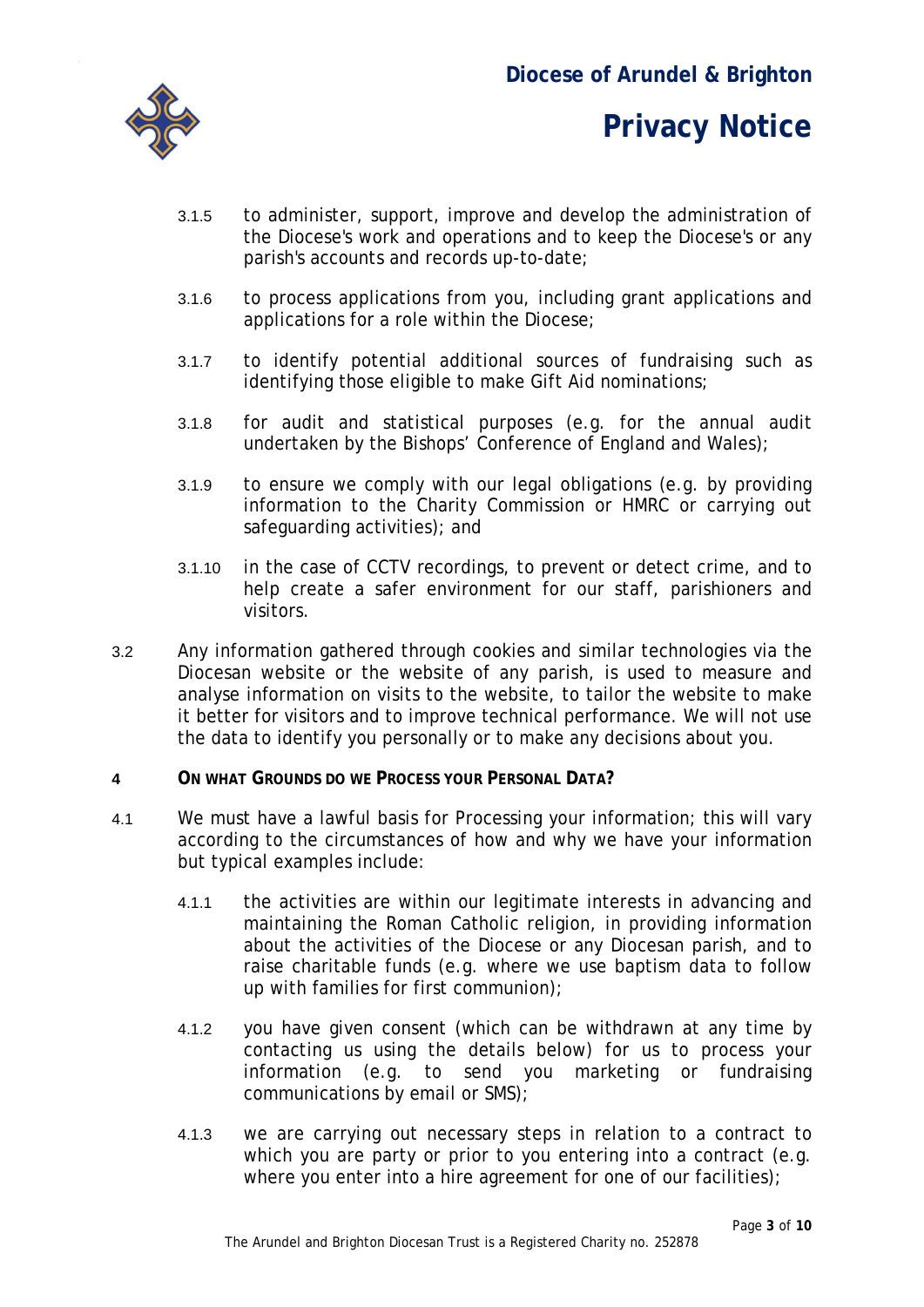3.1.5 to administer, support, improve and develop the administration of the Diocese's work and operations and to keep the Diocese's or any parish's accounts and records up-to-date;

3.1.6 to process applications from you, including grant applications and applications for a role within the Diocese;

3.1.7 to identify potential additional sources of fundraising such as identifying those eligible to make Gift Aid nominations;

3.1.8 for audit and statistical purposes (e.g. for the annual audit undertaken by the Bishops' Conference of England and Wales);

3.1.9 to ensure we comply with our legal obligations (e.g. by providing information to the Charity Commission or HMRC or carrying out safeguarding activities); and

3.1.10 in the case of CCTV recordings, to prevent or detect crime, and to help create a safer environment for our staff, parishioners and visitors.

3.2 Any information gathered through cookies and similar technologies via the Diocesan website or the website of any parish, is used to measure and analyse information on visits to the website, to tailor the website to make it better for visitors and to improve technical performance. We will not use the data to identify you personally or to make any decisions about you.

## 4 ON WHAT GROUNDS DO WE PROCESS YOUR PERSONAL DATA?

4.1 We must have a lawful basis for Processing your information; this will vary according to the circumstances of how and why we have your information but typical examples include:

4.1.1 the activities are within our legitimate interests in advancing and maintaining the Roman Catholic religion, in providing information about the activities of the Diocese or any Diocesan parish, and to raise charitable funds (e.g. where we use baptism data to follow up with families for first communion);

4.1.2 you have given consent (which can be withdrawn at any time by contacting us using the details below) for us to process your information (e.g. to send you marketing or fundraising communications by email or SMS);

4.1.3 we are carrying out necessary steps in relation to a contract to which you are party or prior to you entering into a contract (e.g. where you enter into a hire agreement for one of our facilities);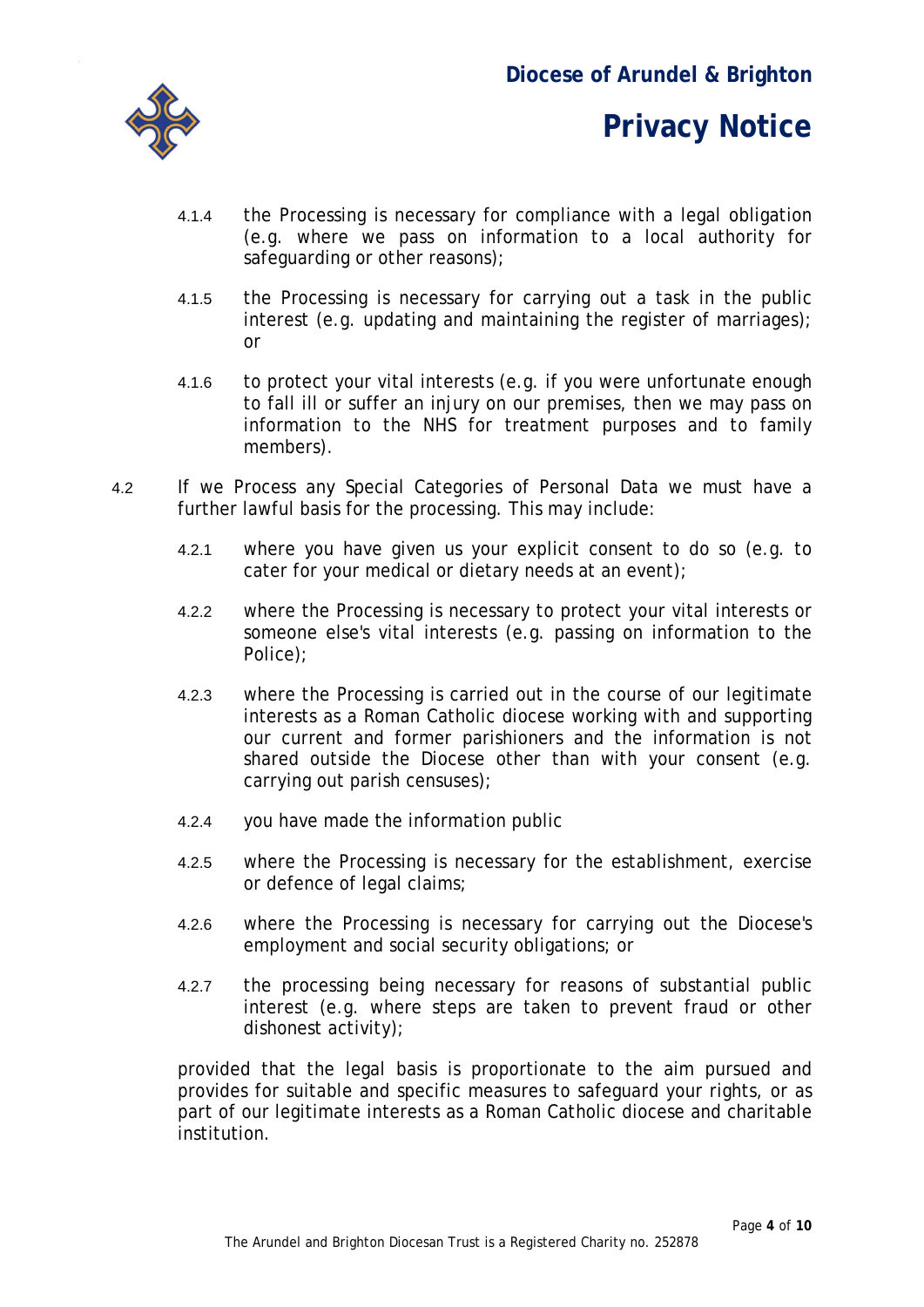4.1.4 the Processing is necessary for compliance with a legal obligation (e.g. where we pass on information to a local authority for safeguarding or other reasons);

4.1.5 the Processing is necessary for carrying out a task in the public interest (e.g. updating and maintaining the register of marriages); or

4.1.6 to protect your vital interests (e.g. if you were unfortunate enough to fall ill or suffer an injury on our premises, then we may pass on information to the NHS for treatment purposes and to family members).

4.2 If we Process any Special Categories of Personal Data we must have a further lawful basis for the processing. This may include:

4.2.1 where you have given us your explicit consent to do so (e.g. to cater for your medical or dietary needs at an event);

4.2.2 where the Processing is necessary to protect your vital interests or someone else's vital interests (e.g. passing on information to the Police);

4.2.3 where the Processing is carried out in the course of our legitimate interests as a Roman Catholic diocese working with and supporting our current and former parishioners and the information is not shared outside the Diocese other than with your consent (e.g. carrying out parish censuses);

4.2.4 you have made the information public

4.2.5 where the Processing is necessary for the establishment, exercise or defence of legal claims;

4.2.6 where the Processing is necessary for carrying out the Diocese's employment and social security obligations; or

4.2.7 the processing being necessary for reasons of substantial public interest (e.g. where steps are taken to prevent fraud or other dishonest activity);

provided that the legal basis is proportionate to the aim pursued and provides for suitable and specific measures to safeguard your rights, or as part of our legitimate interests as a Roman Catholic diocese and charitable institution.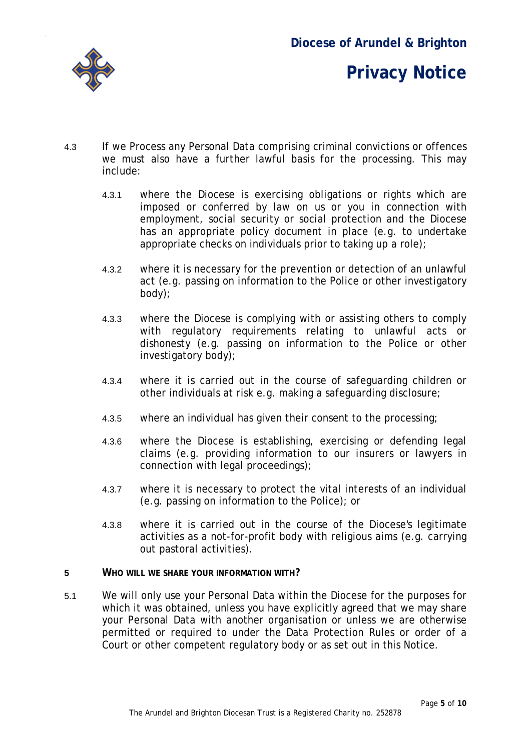4.3 If we Process any Personal Data comprising criminal convictions or offences we must also have a further lawful basis for the processing. This may include:

4.3.1 where the Diocese is exercising obligations or rights which are imposed or conferred by law on us or you in connection with employment, social security or social protection and the Diocese has an appropriate policy document in place (e.g. to undertake appropriate checks on individuals prior to taking up a role);

4.3.2 where it is necessary for the prevention or detection of an unlawful act (e.g. passing on information to the Police or other investigatory body);

4.3.3 where the Diocese is complying with or assisting others to comply with regulatory requirements relating to unlawful acts or dishonesty (e.g. passing on information to the Police or other investigatory body);

4.3.4 where it is carried out in the course of safeguarding children or other individuals at risk e.g. making a safeguarding disclosure;

4.3.5 where an individual has given their consent to the processing;

4.3.6 where the Diocese is establishing, exercising or defending legal claims (e.g. providing information to our insurers or lawyers in connection with legal proceedings);

4.3.7 where it is necessary to protect the vital interests of an individual (e.g. passing on information to the Police); or

4.3.8 where it is carried out in the course of the Diocese's legitimate activities as a not-for-profit body with religious aims (e.g. carrying out pastoral activities).

## 5 WHO WILL WE SHARE YOUR INFORMATION WITH?

5.1 We will only use your Personal Data within the Diocese for the purposes for which it was obtained, unless you have explicitly agreed that we may share your Personal Data with another organisation or unless we are otherwise permitted or required to under the Data Protection Rules or order of a Court or other competent regulatory body or as set out in this Notice.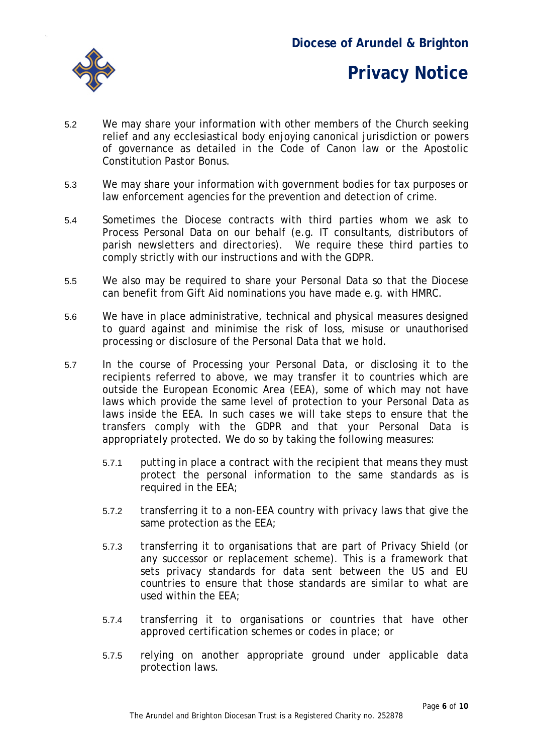5.2 We may share your information with other members of the Church seeking relief and any ecclesiastical body enjoying canonical jurisdiction or powers of governance as detailed in the Code of Canon law or the Apostolic Constitution Pastor Bonus.

5.3 We may share your information with government bodies for tax purposes or law enforcement agencies for the prevention and detection of crime.

5.4 Sometimes the Diocese contracts with third parties whom we ask to Process Personal Data on our behalf (e.g. IT consultants, distributors of parish newsletters and directories). We require these third parties to comply strictly with our instructions and with the GDPR.

5.5 We also may be required to share your Personal Data so that the Diocese can benefit from Gift Aid nominations you have made e.g. with HMRC.

5.6 We have in place administrative, technical and physical measures designed to guard against and minimise the risk of loss, misuse or unauthorised processing or disclosure of the Personal Data that we hold.

5.7 In the course of Processing your Personal Data, or disclosing it to the recipients referred to above, we may transfer it to countries which are outside the European Economic Area (EEA), some of which may not have laws which provide the same level of protection to your Personal Data as laws inside the EEA. In such cases we will take steps to ensure that the transfers comply with the GDPR and that your Personal Data is appropriately protected. We do so by taking the following measures:

- 5.7.1 putting in place a contract with the recipient that means they must protect the personal information to the same standards as is required in the EEA;
- 5.7.2 transferring it to a non-EEA country with privacy laws that give the same protection as the EEA;
- 5.7.3 transferring it to organisations that are part of Privacy Shield (or any successor or replacement scheme). This is a framework that sets privacy standards for data sent between the US and EU countries to ensure that those standards are similar to what are used within the EEA;
- 5.7.4 transferring it to organisations or countries that have other approved certification schemes or codes in place; or
- 5.7.5 relying on another appropriate ground under applicable data protection laws.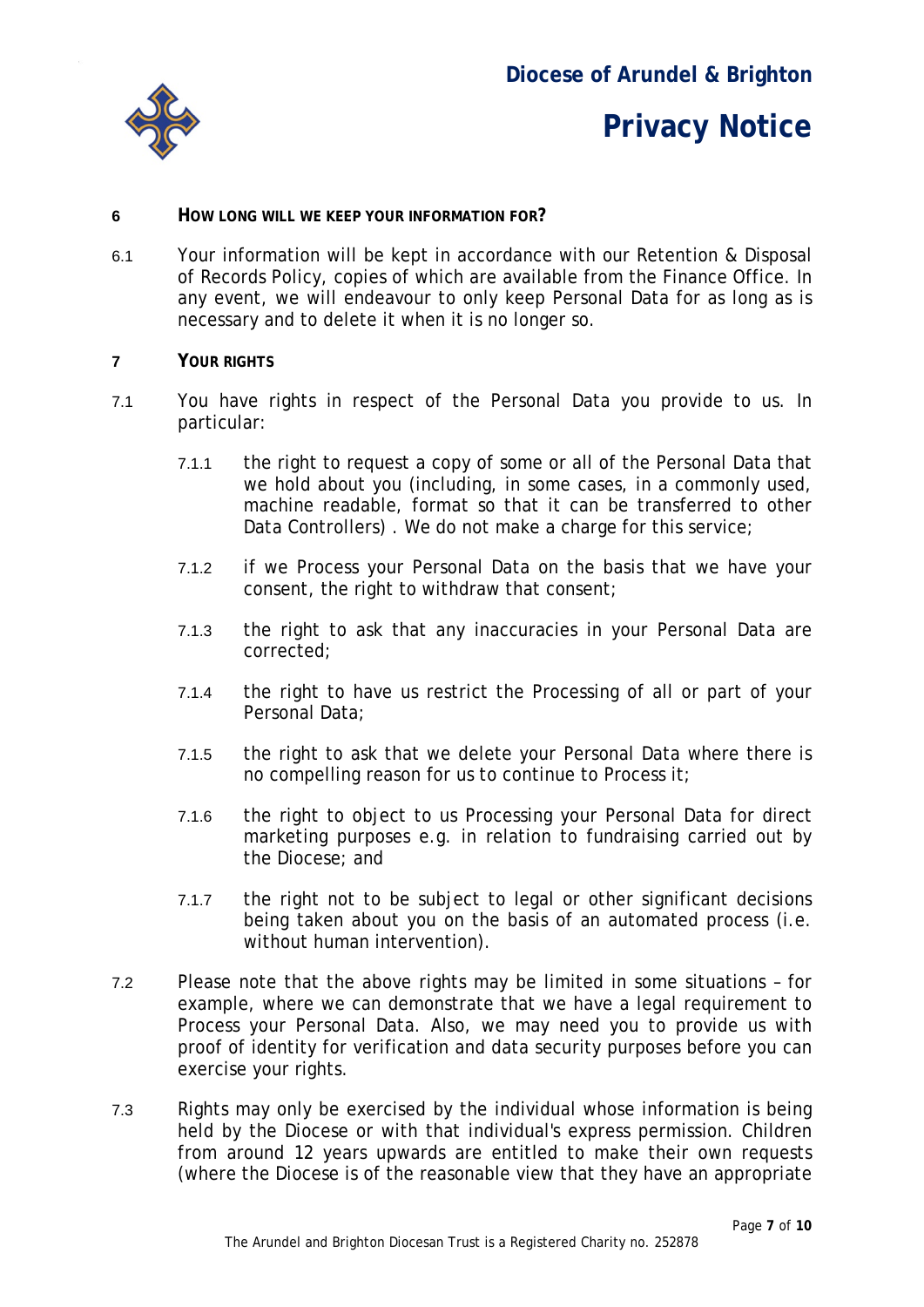## 6 HOW LONG WILL WE KEEP YOUR INFORMATION FOR?

6.1 Your information will be kept in accordance with our Retention & Disposal of Records Policy, copies of which are available from the Finance Office. In any event, we will endeavour to only keep Personal Data for as long as is necessary and to delete it when it is no longer so.

## 7 YOUR RIGHTS

7.1 You have rights in respect of the Personal Data you provide to us. In particular:

7.1.1 the right to request a copy of some or all of the Personal Data that we hold about you (including, in some cases, in a commonly used, machine readable, format so that it can be transferred to other Data Controllers) . We do not make a charge for this service;

7.1.2 if we Process your Personal Data on the basis that we have your consent, the right to withdraw that consent;

7.1.3 the right to ask that any inaccuracies in your Personal Data are corrected;

7.1.4 the right to have us restrict the Processing of all or part of your Personal Data;

7.1.5 the right to ask that we delete your Personal Data where there is no compelling reason for us to continue to Process it;

7.1.6 the right to object to us Processing your Personal Data for direct marketing purposes e.g. in relation to fundraising carried out by the Diocese; and

7.1.7 the right not to be subject to legal or other significant decisions being taken about you on the basis of an automated process (i.e. without human intervention).

7.2 Please note that the above rights may be limited in some situations – for example, where we can demonstrate that we have a legal requirement to Process your Personal Data. Also, we may need you to provide us with proof of identity for verification and data security purposes before you can exercise your rights.

7.3 Rights may only be exercised by the individual whose information is being held by the Diocese or with that individual's express permission. Children from around 12 years upwards are entitled to make their own requests (where the Diocese is of the reasonable view that they have an appropriate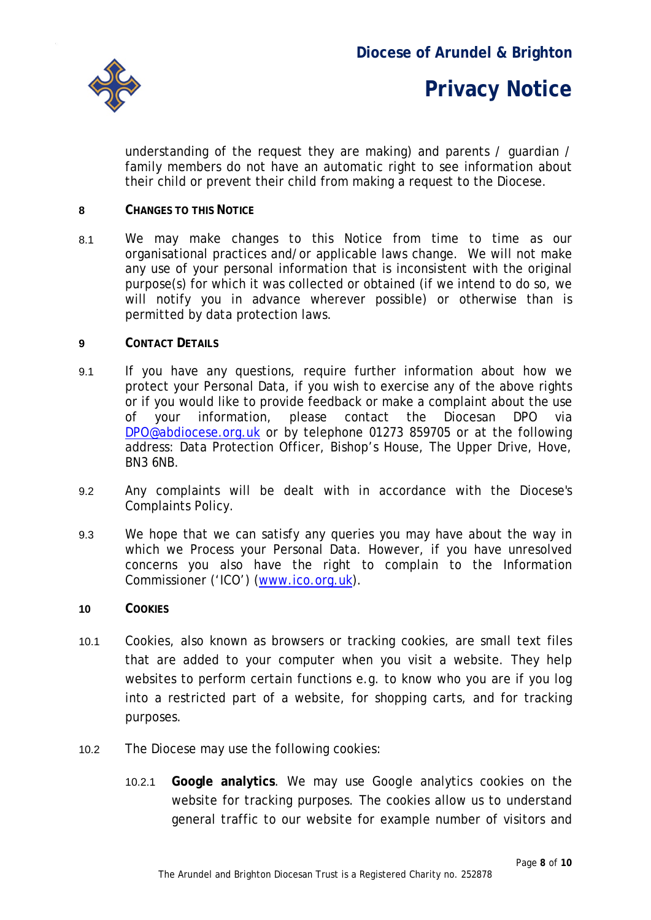understanding of the request they are making) and parents / guardian / family members do not have an automatic right to see information about their child or prevent their child from making a request to the Diocese.

## 8 CHANGES TO THIS NOTICE

8.1 We may make changes to this Notice from time to time as our organisational practices and/or applicable laws change. We will not make any use of your personal information that is inconsistent with the original purpose(s) for which it was collected or obtained (if we intend to do so, we will notify you in advance wherever possible) or otherwise than is permitted by data protection laws.

## 9 CONTACT DETAILS

9.1 If you have any questions, require further information about how we protect your Personal Data, if you wish to exercise any of the above rights or if you would like to provide feedback or make a complaint about the use of your information, please contact the Diocesan DPO via DPO@abdiocese.org.uk or by telephone 01273 859705 or at the following address: Data Protection Officer, Bishop's House, The Upper Drive, Hove, BN3 6NB.

9.2 Any complaints will be dealt with in accordance with the Diocese's Complaints Policy.

9.3 We hope that we can satisfy any queries you may have about the way in which we Process your Personal Data. However, if you have unresolved concerns you also have the right to complain to the Information Commissioner ('ICO') (www.ico.org.uk).

## 10 COOKIES

10.1 Cookies, also known as browsers or tracking cookies, are small text files that are added to your computer when you visit a website. They help websites to perform certain functions e.g. to know who you are if you log into a restricted part of a website, for shopping carts, and for tracking purposes.

10.2 The Diocese may use the following cookies:

10.2.1 **Google analytics**. We may use Google analytics cookies on the website for tracking purposes. The cookies allow us to understand general traffic to our website for example number of visitors and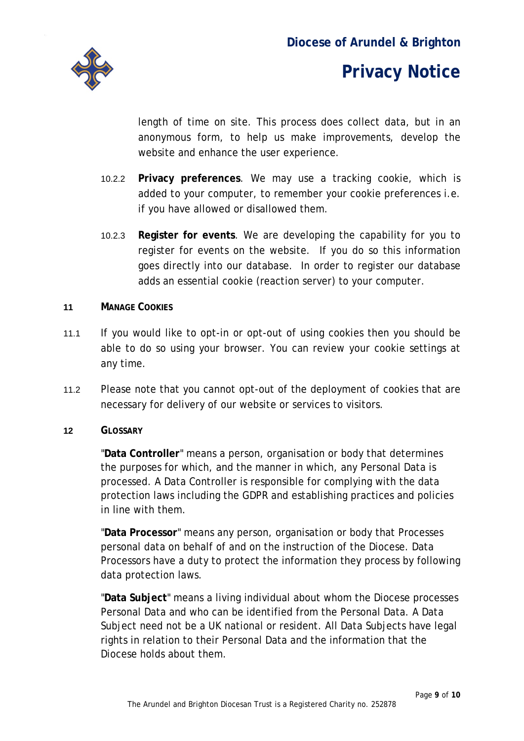length of time on site. This process does collect data, but in an anonymous form, to help us make improvements, develop the website and enhance the user experience.

10.2.2 **Privacy preferences**. We may use a tracking cookie, which is added to your computer, to remember your cookie preferences i.e. if you have allowed or disallowed them.

10.2.3 **Register for events**. We are developing the capability for you to register for events on the website. If you do so this information goes directly into our database. In order to register our database adds an essential cookie (reaction server) to your computer.

## 11 MANAGE COOKIES

11.1 If you would like to opt-in or opt-out of using cookies then you should be able to do so using your browser. You can review your cookie settings at any time.

11.2 Please note that you cannot opt-out of the deployment of cookies that are necessary for delivery of our website or services to visitors.

## 12 GLOSSARY

"**Data Controller**" means a person, organisation or body that determines the purposes for which, and the manner in which, any Personal Data is processed. A Data Controller is responsible for complying with the data protection laws including the GDPR and establishing practices and policies in line with them.

"**Data Processor**" means any person, organisation or body that Processes personal data on behalf of and on the instruction of the Diocese. Data Processors have a duty to protect the information they process by following data protection laws.

"**Data Subject**" means a living individual about whom the Diocese processes Personal Data and who can be identified from the Personal Data. A Data Subject need not be a UK national or resident. All Data Subjects have legal rights in relation to their Personal Data and the information that the Diocese holds about them.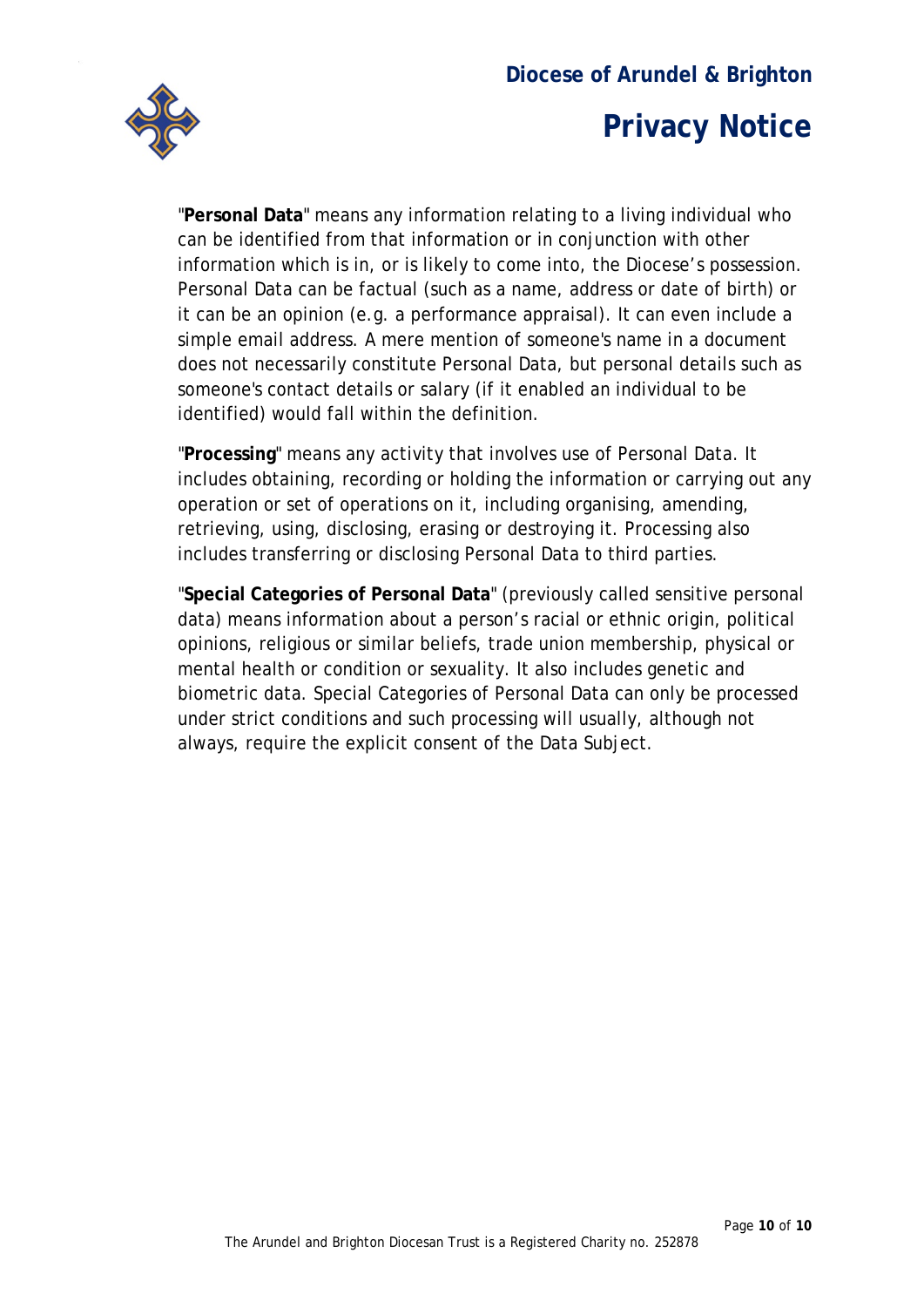"**Personal Data**" means any information relating to a living individual who can be identified from that information or in conjunction with other information which is in, or is likely to come into, the Diocese's possession. Personal Data can be factual (such as a name, address or date of birth) or it can be an opinion (e.g. a performance appraisal). It can even include a simple email address. A mere mention of someone's name in a document does not necessarily constitute Personal Data, but personal details such as someone's contact details or salary (if it enabled an individual to be identified) would fall within the definition.

"**Processing**" means any activity that involves use of Personal Data. It includes obtaining, recording or holding the information or carrying out any operation or set of operations on it, including organising, amending, retrieving, using, disclosing, erasing or destroying it. Processing also includes transferring or disclosing Personal Data to third parties.

"**Special Categories of Personal Data**" (previously called sensitive personal data) means information about a person's racial or ethnic origin, political opinions, religious or similar beliefs, trade union membership, physical or mental health or condition or sexuality. It also includes genetic and biometric data. Special Categories of Personal Data can only be processed under strict conditions and such processing will usually, although not always, require the explicit consent of the Data Subject.